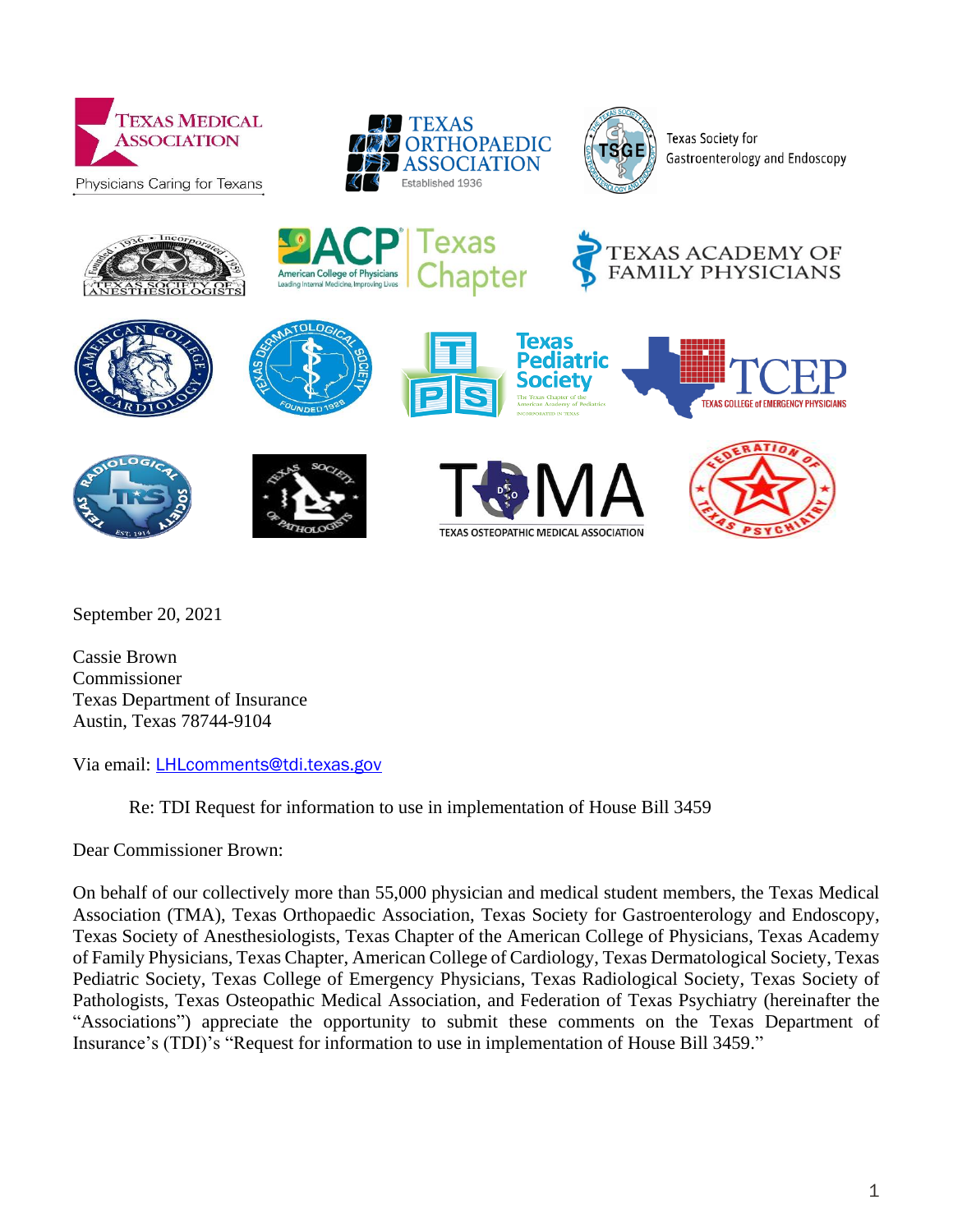September 20, 2021

Cassie Brown
Commissioner
Texas Department of Insurance
Austin, Texas 78744-9104

Via email: LHLcomments@tdi.texas.gov

Re: TDI Request for information to use in implementation of House Bill 3459

Dear Commissioner Brown:

On behalf of our collectively more than 55,000 physician and medical student members, the Texas Medical Association (TMA), Texas Orthopaedic Association, Texas Society for Gastroenterology and Endoscopy, Texas Society of Anesthesiologists, Texas Chapter of the American College of Physicians, Texas Academy of Family Physicians, Texas Chapter, American College of Cardiology, Texas Dermatological Society, Texas Pediatric Society, Texas College of Emergency Physicians, Texas Radiological Society, Texas Society of Pathologists, Texas Osteopathic Medical Association, and Federation of Texas Psychiatry (hereinafter the "Associations") appreciate the opportunity to submit these comments on the Texas Department of Insurance's (TDI)'s "Request for information to use in implementation of House Bill 3459."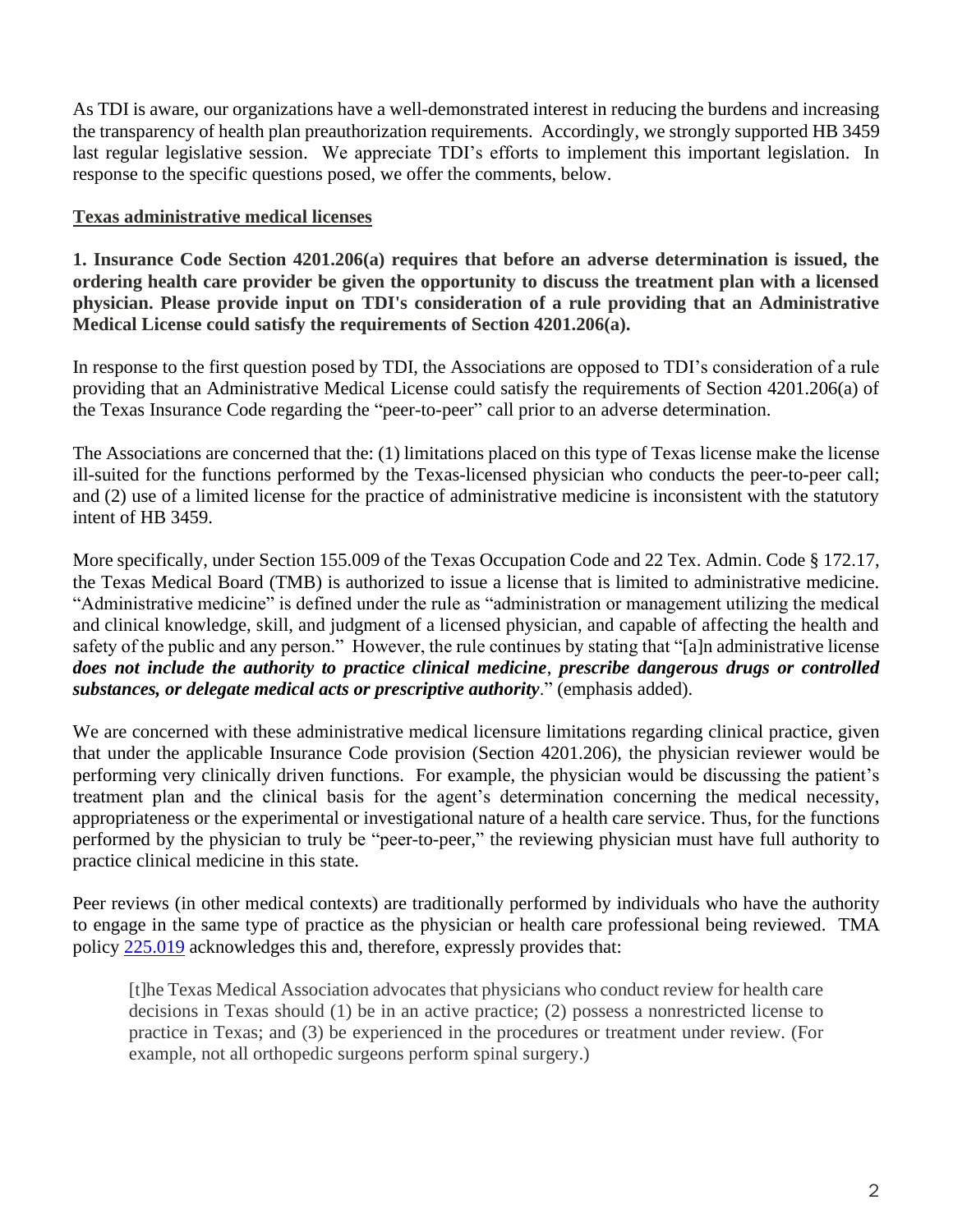As TDI is aware, our organizations have a well-demonstrated interest in reducing the burdens and increasing the transparency of health plan preauthorization requirements. Accordingly, we strongly supported HB 3459 last regular legislative session. We appreciate TDI's efforts to implement this important legislation. In response to the specific questions posed, we offer the comments, below.

**Texas administrative medical licenses**

**1. Insurance Code Section 4201.206(a) requires that before an adverse determination is issued, the ordering health care provider be given the opportunity to discuss the treatment plan with a licensed physician. Please provide input on TDI's consideration of a rule providing that an Administrative Medical License could satisfy the requirements of Section 4201.206(a).**

In response to the first question posed by TDI, the Associations are opposed to TDI's consideration of a rule providing that an Administrative Medical License could satisfy the requirements of Section 4201.206(a) of the Texas Insurance Code regarding the "peer-to-peer" call prior to an adverse determination.

The Associations are concerned that the: (1) limitations placed on this type of Texas license make the license ill-suited for the functions performed by the Texas-licensed physician who conducts the peer-to-peer call; and (2) use of a limited license for the practice of administrative medicine is inconsistent with the statutory intent of HB 3459.

More specifically, under Section 155.009 of the Texas Occupation Code and 22 Tex. Admin. Code § 172.17, the Texas Medical Board (TMB) is authorized to issue a license that is limited to administrative medicine. "Administrative medicine" is defined under the rule as "administration or management utilizing the medical and clinical knowledge, skill, and judgment of a licensed physician, and capable of affecting the health and safety of the public and any person." However, the rule continues by stating that "[a]n administrative license ***does not include the authority to practice clinical medicine***, ***prescribe dangerous drugs or controlled substances, or delegate medical acts or prescriptive authority***." (emphasis added).

We are concerned with these administrative medical licensure limitations regarding clinical practice, given that under the applicable Insurance Code provision (Section 4201.206), the physician reviewer would be performing very clinically driven functions. For example, the physician would be discussing the patient's treatment plan and the clinical basis for the agent's determination concerning the medical necessity, appropriateness or the experimental or investigational nature of a health care service. Thus, for the functions performed by the physician to truly be "peer-to-peer," the reviewing physician must have full authority to practice clinical medicine in this state.

Peer reviews (in other medical contexts) are traditionally performed by individuals who have the authority to engage in the same type of practice as the physician or health care professional being reviewed. TMA policy 225.019 acknowledges this and, therefore, expressly provides that:

> [t]he Texas Medical Association advocates that physicians who conduct review for health care decisions in Texas should (1) be in an active practice; (2) possess a nonrestricted license to practice in Texas; and (3) be experienced in the procedures or treatment under review. (For example, not all orthopedic surgeons perform spinal surgery.)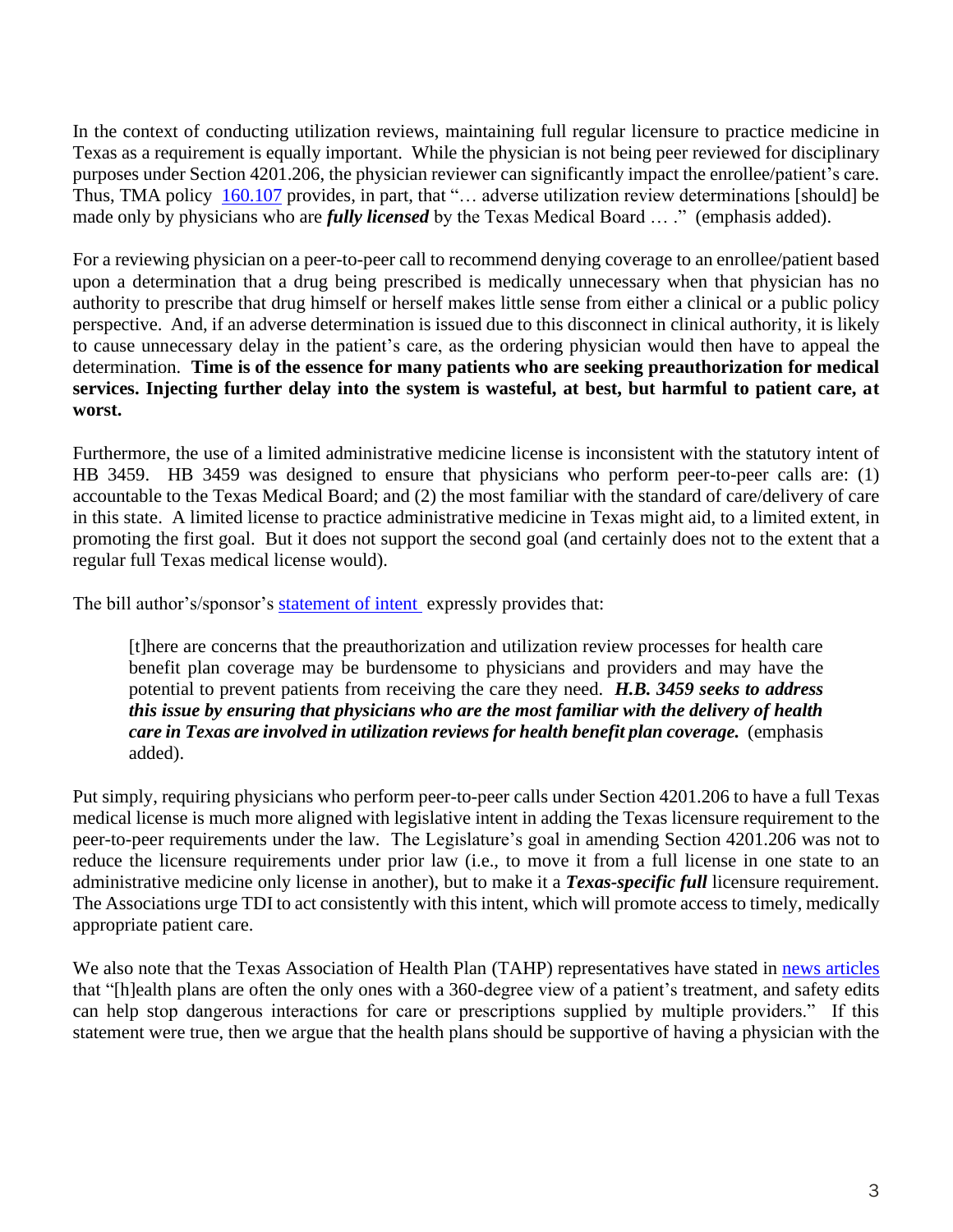In the context of conducting utilization reviews, maintaining full regular licensure to practice medicine in Texas as a requirement is equally important. While the physician is not being peer reviewed for disciplinary purposes under Section 4201.206, the physician reviewer can significantly impact the enrollee/patient's care. Thus, TMA policy 160.107 provides, in part, that "… adverse utilization review determinations [should] be made only by physicians who are ***fully licensed*** by the Texas Medical Board … ." (emphasis added).

For a reviewing physician on a peer-to-peer call to recommend denying coverage to an enrollee/patient based upon a determination that a drug being prescribed is medically unnecessary when that physician has no authority to prescribe that drug himself or herself makes little sense from either a clinical or a public policy perspective. And, if an adverse determination is issued due to this disconnect in clinical authority, it is likely to cause unnecessary delay in the patient's care, as the ordering physician would then have to appeal the determination. **Time is of the essence for many patients who are seeking preauthorization for medical services. Injecting further delay into the system is wasteful, at best, but harmful to patient care, at worst.**

Furthermore, the use of a limited administrative medicine license is inconsistent with the statutory intent of HB 3459. HB 3459 was designed to ensure that physicians who perform peer-to-peer calls are: (1) accountable to the Texas Medical Board; and (2) the most familiar with the standard of care/delivery of care in this state. A limited license to practice administrative medicine in Texas might aid, to a limited extent, in promoting the first goal. But it does not support the second goal (and certainly does not to the extent that a regular full Texas medical license would).

The bill author's/sponsor's statement of intent expressly provides that:

> [t]here are concerns that the preauthorization and utilization review processes for health care benefit plan coverage may be burdensome to physicians and providers and may have the potential to prevent patients from receiving the care they need. ***H.B. 3459 seeks to address this issue by ensuring that physicians who are the most familiar with the delivery of health care in Texas are involved in utilization reviews for health benefit plan coverage.*** (emphasis added).

Put simply, requiring physicians who perform peer-to-peer calls under Section 4201.206 to have a full Texas medical license is much more aligned with legislative intent in adding the Texas licensure requirement to the peer-to-peer requirements under the law. The Legislature's goal in amending Section 4201.206 was not to reduce the licensure requirements under prior law (i.e., to move it from a full license in one state to an administrative medicine only license in another), but to make it a ***Texas-specific full*** licensure requirement. The Associations urge TDI to act consistently with this intent, which will promote access to timely, medically appropriate patient care.

We also note that the Texas Association of Health Plan (TAHP) representatives have stated in news articles that "[h]ealth plans are often the only ones with a 360-degree view of a patient's treatment, and safety edits can help stop dangerous interactions for care or prescriptions supplied by multiple providers." If this statement were true, then we argue that the health plans should be supportive of having a physician with the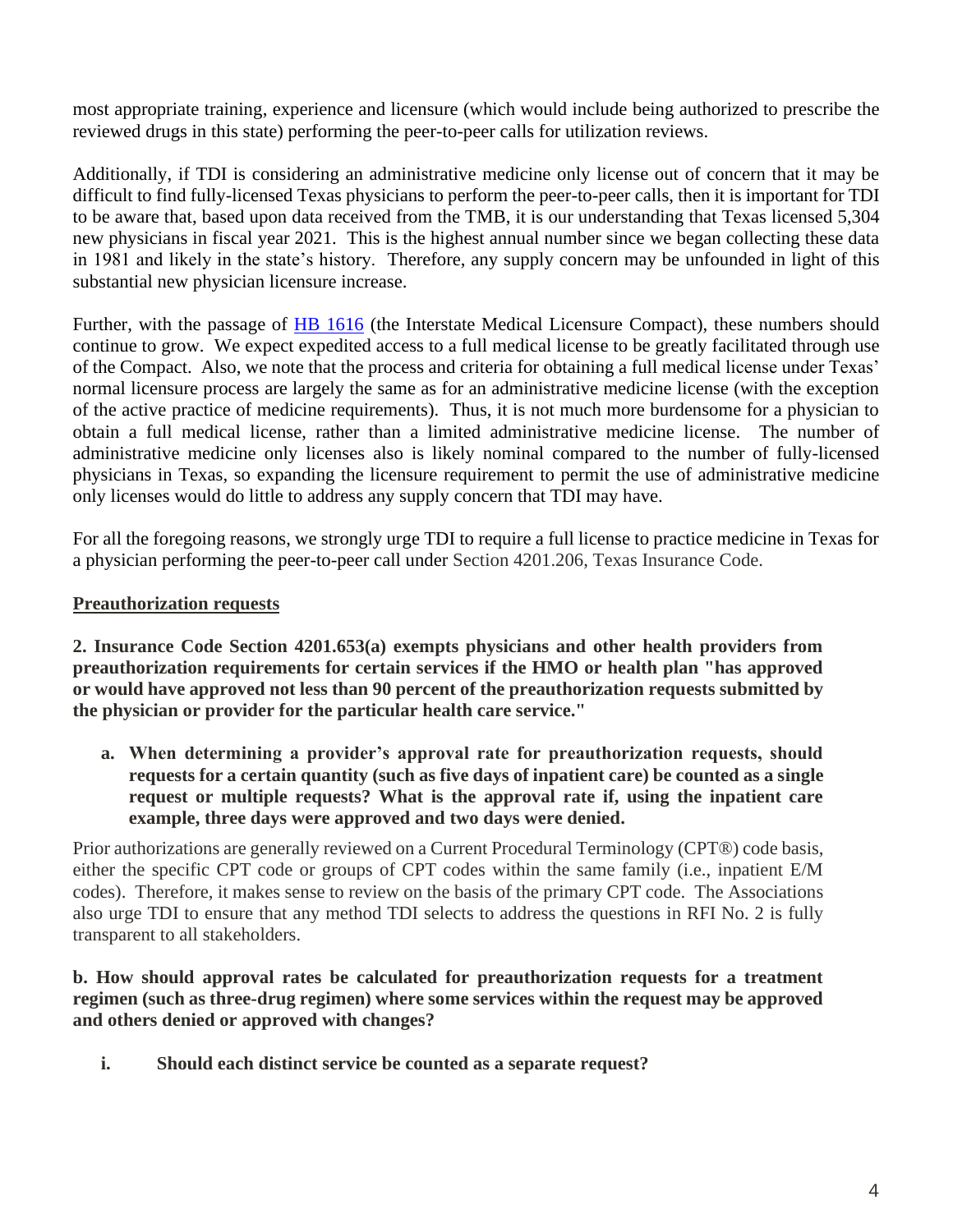most appropriate training, experience and licensure (which would include being authorized to prescribe the reviewed drugs in this state) performing the peer-to-peer calls for utilization reviews.

Additionally, if TDI is considering an administrative medicine only license out of concern that it may be difficult to find fully-licensed Texas physicians to perform the peer-to-peer calls, then it is important for TDI to be aware that, based upon data received from the TMB, it is our understanding that Texas licensed 5,304 new physicians in fiscal year 2021. This is the highest annual number since we began collecting these data in 1981 and likely in the state's history. Therefore, any supply concern may be unfounded in light of this substantial new physician licensure increase.

Further, with the passage of HB 1616 (the Interstate Medical Licensure Compact), these numbers should continue to grow. We expect expedited access to a full medical license to be greatly facilitated through use of the Compact. Also, we note that the process and criteria for obtaining a full medical license under Texas' normal licensure process are largely the same as for an administrative medicine license (with the exception of the active practice of medicine requirements). Thus, it is not much more burdensome for a physician to obtain a full medical license, rather than a limited administrative medicine license. The number of administrative medicine only licenses also is likely nominal compared to the number of fully-licensed physicians in Texas, so expanding the licensure requirement to permit the use of administrative medicine only licenses would do little to address any supply concern that TDI may have.

For all the foregoing reasons, we strongly urge TDI to require a full license to practice medicine in Texas for a physician performing the peer-to-peer call under Section 4201.206, Texas Insurance Code.

## Preauthorization requests

**2. Insurance Code Section 4201.653(a) exempts physicians and other health providers from preauthorization requirements for certain services if the HMO or health plan "has approved or would have approved not less than 90 percent of the preauthorization requests submitted by the physician or provider for the particular health care service."**

**a. When determining a provider's approval rate for preauthorization requests, should requests for a certain quantity (such as five days of inpatient care) be counted as a single request or multiple requests? What is the approval rate if, using the inpatient care example, three days were approved and two days were denied.**

Prior authorizations are generally reviewed on a Current Procedural Terminology (CPT®) code basis, either the specific CPT code or groups of CPT codes within the same family (i.e., inpatient E/M codes). Therefore, it makes sense to review on the basis of the primary CPT code. The Associations also urge TDI to ensure that any method TDI selects to address the questions in RFI No. 2 is fully transparent to all stakeholders.

**b. How should approval rates be calculated for preauthorization requests for a treatment regimen (such as three-drug regimen) where some services within the request may be approved and others denied or approved with changes?**

**i. Should each distinct service be counted as a separate request?**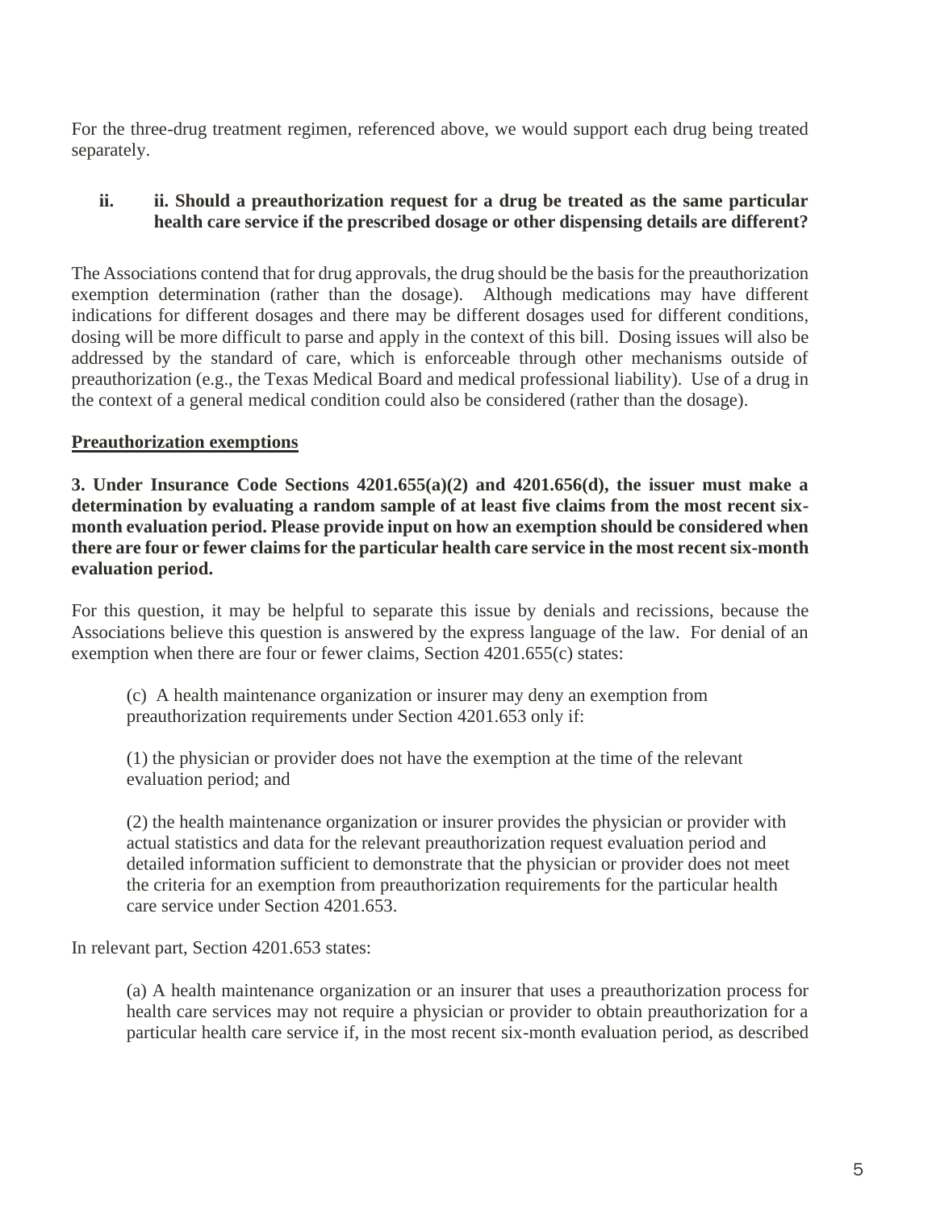For the three-drug treatment regimen, referenced above, we would support each drug being treated separately.

**ii. ii. Should a preauthorization request for a drug be treated as the same particular health care service if the prescribed dosage or other dispensing details are different?**

The Associations contend that for drug approvals, the drug should be the basis for the preauthorization exemption determination (rather than the dosage). Although medications may have different indications for different dosages and there may be different dosages used for different conditions, dosing will be more difficult to parse and apply in the context of this bill. Dosing issues will also be addressed by the standard of care, which is enforceable through other mechanisms outside of preauthorization (e.g., the Texas Medical Board and medical professional liability). Use of a drug in the context of a general medical condition could also be considered (rather than the dosage).

**Preauthorization exemptions**

**3. Under Insurance Code Sections 4201.655(a)(2) and 4201.656(d), the issuer must make a determination by evaluating a random sample of at least five claims from the most recent six-month evaluation period. Please provide input on how an exemption should be considered when there are four or fewer claims for the particular health care service in the most recent six-month evaluation period.**

For this question, it may be helpful to separate this issue by denials and recissions, because the Associations believe this question is answered by the express language of the law. For denial of an exemption when there are four or fewer claims, Section 4201.655(c) states:

> (c) A health maintenance organization or insurer may deny an exemption from preauthorization requirements under Section 4201.653 only if:
>
> (1) the physician or provider does not have the exemption at the time of the relevant evaluation period; and
>
> (2) the health maintenance organization or insurer provides the physician or provider with actual statistics and data for the relevant preauthorization request evaluation period and detailed information sufficient to demonstrate that the physician or provider does not meet the criteria for an exemption from preauthorization requirements for the particular health care service under Section 4201.653.

In relevant part, Section 4201.653 states:

> (a) A health maintenance organization or an insurer that uses a preauthorization process for health care services may not require a physician or provider to obtain preauthorization for a particular health care service if, in the most recent six-month evaluation period, as described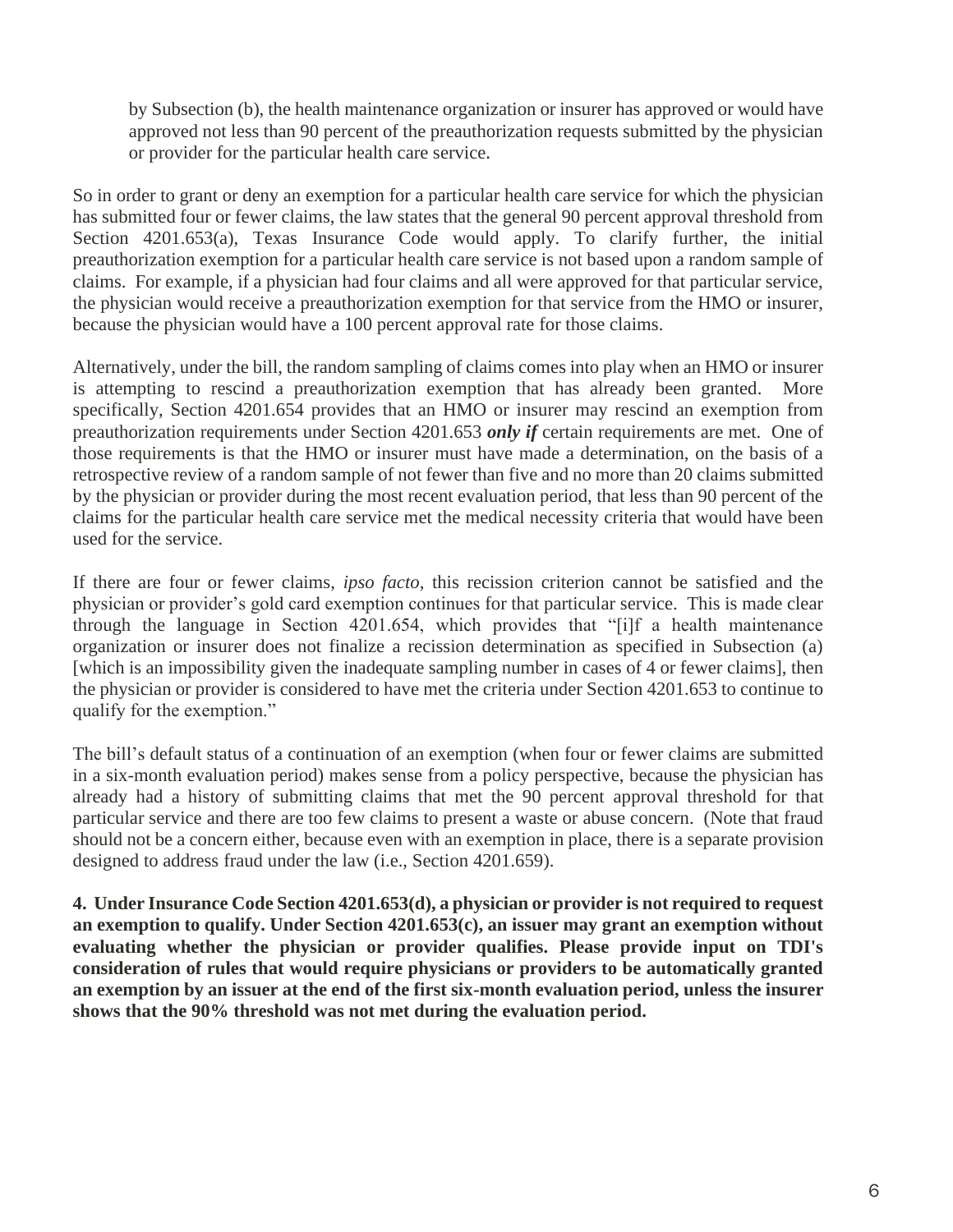> by Subsection (b), the health maintenance organization or insurer has approved or would have approved not less than 90 percent of the preauthorization requests submitted by the physician or provider for the particular health care service.

So in order to grant or deny an exemption for a particular health care service for which the physician has submitted four or fewer claims, the law states that the general 90 percent approval threshold from Section 4201.653(a), Texas Insurance Code would apply. To clarify further, the initial preauthorization exemption for a particular health care service is not based upon a random sample of claims. For example, if a physician had four claims and all were approved for that particular service, the physician would receive a preauthorization exemption for that service from the HMO or insurer, because the physician would have a 100 percent approval rate for those claims.

Alternatively, under the bill, the random sampling of claims comes into play when an HMO or insurer is attempting to rescind a preauthorization exemption that has already been granted. More specifically, Section 4201.654 provides that an HMO or insurer may rescind an exemption from preauthorization requirements under Section 4201.653 ***only if*** certain requirements are met. One of those requirements is that the HMO or insurer must have made a determination, on the basis of a retrospective review of a random sample of not fewer than five and no more than 20 claims submitted by the physician or provider during the most recent evaluation period, that less than 90 percent of the claims for the particular health care service met the medical necessity criteria that would have been used for the service.

If there are four or fewer claims, *ipso facto*, this recission criterion cannot be satisfied and the physician or provider's gold card exemption continues for that particular service. This is made clear through the language in Section 4201.654, which provides that "[i]f a health maintenance organization or insurer does not finalize a recission determination as specified in Subsection (a) [which is an impossibility given the inadequate sampling number in cases of 4 or fewer claims], then the physician or provider is considered to have met the criteria under Section 4201.653 to continue to qualify for the exemption."

The bill's default status of a continuation of an exemption (when four or fewer claims are submitted in a six-month evaluation period) makes sense from a policy perspective, because the physician has already had a history of submitting claims that met the 90 percent approval threshold for that particular service and there are too few claims to present a waste or abuse concern. (Note that fraud should not be a concern either, because even with an exemption in place, there is a separate provision designed to address fraud under the law (i.e., Section 4201.659).

**4. Under Insurance Code Section 4201.653(d), a physician or provider is not required to request an exemption to qualify. Under Section 4201.653(c), an issuer may grant an exemption without evaluating whether the physician or provider qualifies. Please provide input on TDI's consideration of rules that would require physicians or providers to be automatically granted an exemption by an issuer at the end of the first six-month evaluation period, unless the insurer shows that the 90% threshold was not met during the evaluation period.**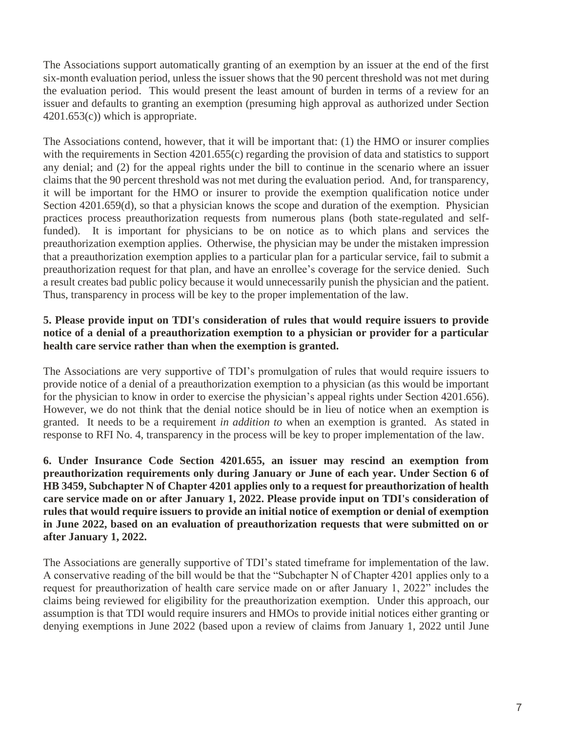The Associations support automatically granting of an exemption by an issuer at the end of the first six-month evaluation period, unless the issuer shows that the 90 percent threshold was not met during the evaluation period. This would present the least amount of burden in terms of a review for an issuer and defaults to granting an exemption (presuming high approval as authorized under Section 4201.653(c)) which is appropriate.

The Associations contend, however, that it will be important that: (1) the HMO or insurer complies with the requirements in Section 4201.655(c) regarding the provision of data and statistics to support any denial; and (2) for the appeal rights under the bill to continue in the scenario where an issuer claims that the 90 percent threshold was not met during the evaluation period. And, for transparency, it will be important for the HMO or insurer to provide the exemption qualification notice under Section 4201.659(d), so that a physician knows the scope and duration of the exemption. Physician practices process preauthorization requests from numerous plans (both state-regulated and self-funded). It is important for physicians to be on notice as to which plans and services the preauthorization exemption applies. Otherwise, the physician may be under the mistaken impression that a preauthorization exemption applies to a particular plan for a particular service, fail to submit a preauthorization request for that plan, and have an enrollee's coverage for the service denied. Such a result creates bad public policy because it would unnecessarily punish the physician and the patient. Thus, transparency in process will be key to the proper implementation of the law.

**5. Please provide input on TDI's consideration of rules that would require issuers to provide notice of a denial of a preauthorization exemption to a physician or provider for a particular health care service rather than when the exemption is granted.**

The Associations are very supportive of TDI's promulgation of rules that would require issuers to provide notice of a denial of a preauthorization exemption to a physician (as this would be important for the physician to know in order to exercise the physician's appeal rights under Section 4201.656). However, we do not think that the denial notice should be in lieu of notice when an exemption is granted. It needs to be a requirement *in addition to* when an exemption is granted. As stated in response to RFI No. 4, transparency in the process will be key to proper implementation of the law.

**6. Under Insurance Code Section 4201.655, an issuer may rescind an exemption from preauthorization requirements only during January or June of each year. Under Section 6 of HB 3459, Subchapter N of Chapter 4201 applies only to a request for preauthorization of health care service made on or after January 1, 2022. Please provide input on TDI's consideration of rules that would require issuers to provide an initial notice of exemption or denial of exemption in June 2022, based on an evaluation of preauthorization requests that were submitted on or after January 1, 2022.**

The Associations are generally supportive of TDI's stated timeframe for implementation of the law. A conservative reading of the bill would be that the "Subchapter N of Chapter 4201 applies only to a request for preauthorization of health care service made on or after January 1, 2022" includes the claims being reviewed for eligibility for the preauthorization exemption. Under this approach, our assumption is that TDI would require insurers and HMOs to provide initial notices either granting or denying exemptions in June 2022 (based upon a review of claims from January 1, 2022 until June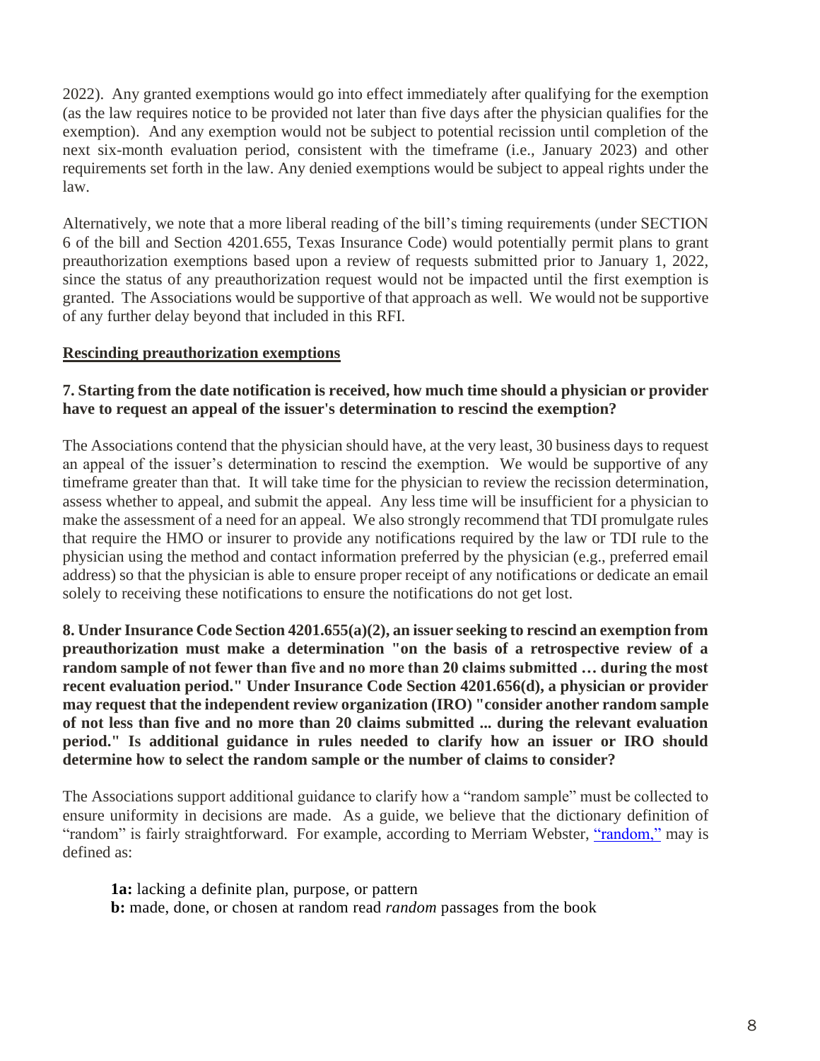2022). Any granted exemptions would go into effect immediately after qualifying for the exemption (as the law requires notice to be provided not later than five days after the physician qualifies for the exemption). And any exemption would not be subject to potential recission until completion of the next six-month evaluation period, consistent with the timeframe (i.e., January 2023) and other requirements set forth in the law. Any denied exemptions would be subject to appeal rights under the law.

Alternatively, we note that a more liberal reading of the bill's timing requirements (under SECTION 6 of the bill and Section 4201.655, Texas Insurance Code) would potentially permit plans to grant preauthorization exemptions based upon a review of requests submitted prior to January 1, 2022, since the status of any preauthorization request would not be impacted until the first exemption is granted. The Associations would be supportive of that approach as well. We would not be supportive of any further delay beyond that included in this RFI.

**Rescinding preauthorization exemptions**

**7. Starting from the date notification is received, how much time should a physician or provider have to request an appeal of the issuer's determination to rescind the exemption?**

The Associations contend that the physician should have, at the very least, 30 business days to request an appeal of the issuer's determination to rescind the exemption. We would be supportive of any timeframe greater than that. It will take time for the physician to review the recission determination, assess whether to appeal, and submit the appeal. Any less time will be insufficient for a physician to make the assessment of a need for an appeal. We also strongly recommend that TDI promulgate rules that require the HMO or insurer to provide any notifications required by the law or TDI rule to the physician using the method and contact information preferred by the physician (e.g., preferred email address) so that the physician is able to ensure proper receipt of any notifications or dedicate an email solely to receiving these notifications to ensure the notifications do not get lost.

**8. Under Insurance Code Section 4201.655(a)(2), an issuer seeking to rescind an exemption from preauthorization must make a determination "on the basis of a retrospective review of a random sample of not fewer than five and no more than 20 claims submitted … during the most recent evaluation period." Under Insurance Code Section 4201.656(d), a physician or provider may request that the independent review organization (IRO) "consider another random sample of not less than five and no more than 20 claims submitted ... during the relevant evaluation period." Is additional guidance in rules needed to clarify how an issuer or IRO should determine how to select the random sample or the number of claims to consider?**

The Associations support additional guidance to clarify how a "random sample" must be collected to ensure uniformity in decisions are made. As a guide, we believe that the dictionary definition of "random" is fairly straightforward. For example, according to Merriam Webster, "random," may is defined as:

> **1a:** lacking a definite plan, purpose, or pattern
> **b:** made, done, or chosen at random read *random* passages from the book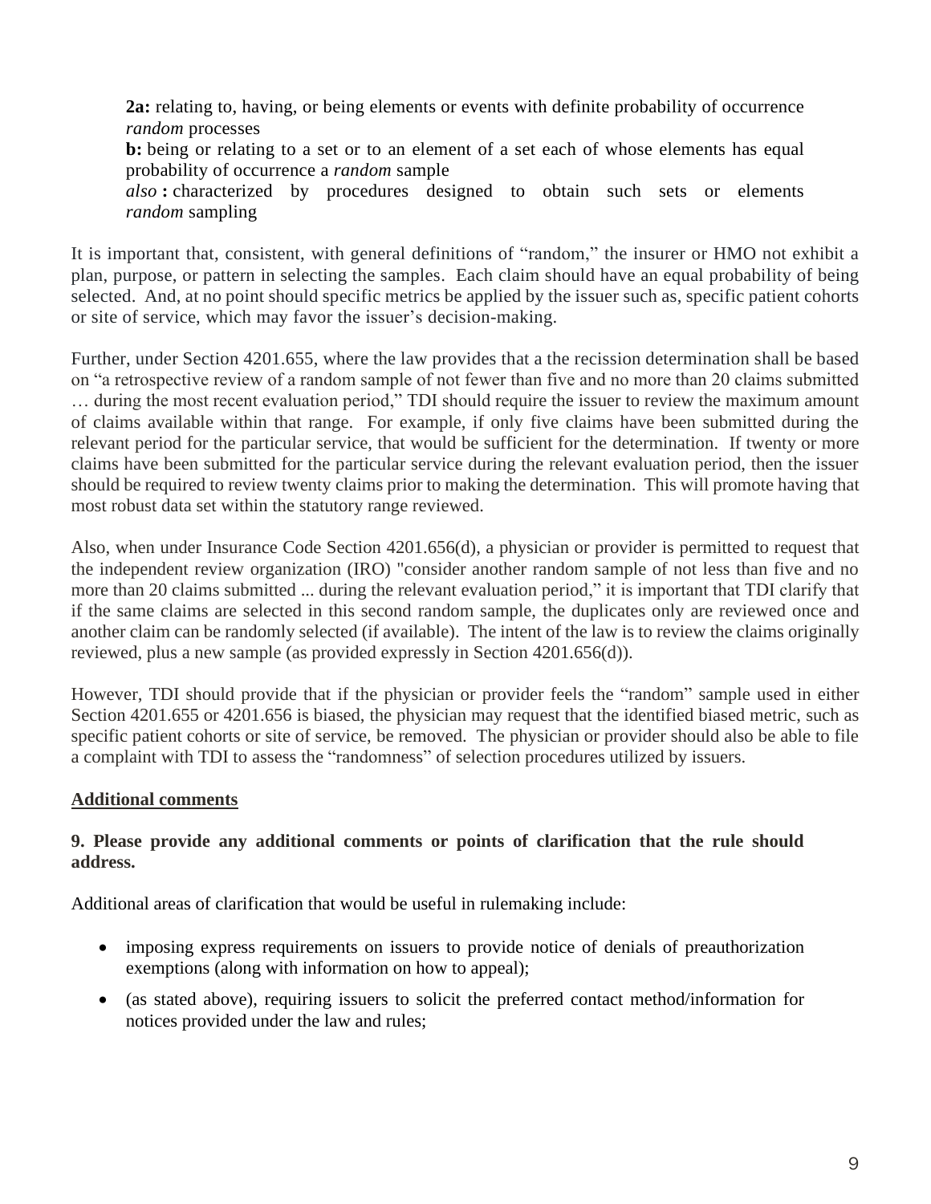**2a:** relating to, having, or being elements or events with definite probability of occurrence *random* processes
**b:** being or relating to a set or to an element of a set each of whose elements has equal probability of occurrence a *random* sample
*also* **:** characterized by procedures designed to obtain such sets or elements *random* sampling

It is important that, consistent, with general definitions of "random," the insurer or HMO not exhibit a plan, purpose, or pattern in selecting the samples. Each claim should have an equal probability of being selected. And, at no point should specific metrics be applied by the issuer such as, specific patient cohorts or site of service, which may favor the issuer's decision-making.

Further, under Section 4201.655, where the law provides that a the recission determination shall be based on "a retrospective review of a random sample of not fewer than five and no more than 20 claims submitted … during the most recent evaluation period," TDI should require the issuer to review the maximum amount of claims available within that range. For example, if only five claims have been submitted during the relevant period for the particular service, that would be sufficient for the determination. If twenty or more claims have been submitted for the particular service during the relevant evaluation period, then the issuer should be required to review twenty claims prior to making the determination. This will promote having that most robust data set within the statutory range reviewed.

Also, when under Insurance Code Section 4201.656(d), a physician or provider is permitted to request that the independent review organization (IRO) "consider another random sample of not less than five and no more than 20 claims submitted ... during the relevant evaluation period," it is important that TDI clarify that if the same claims are selected in this second random sample, the duplicates only are reviewed once and another claim can be randomly selected (if available). The intent of the law is to review the claims originally reviewed, plus a new sample (as provided expressly in Section 4201.656(d)).

However, TDI should provide that if the physician or provider feels the "random" sample used in either Section 4201.655 or 4201.656 is biased, the physician may request that the identified biased metric, such as specific patient cohorts or site of service, be removed. The physician or provider should also be able to file a complaint with TDI to assess the "randomness" of selection procedures utilized by issuers.

<u>**Additional comments**</u>

**9. Please provide any additional comments or points of clarification that the rule should address.**

Additional areas of clarification that would be useful in rulemaking include:

- imposing express requirements on issuers to provide notice of denials of preauthorization exemptions (along with information on how to appeal);
- (as stated above), requiring issuers to solicit the preferred contact method/information for notices provided under the law and rules;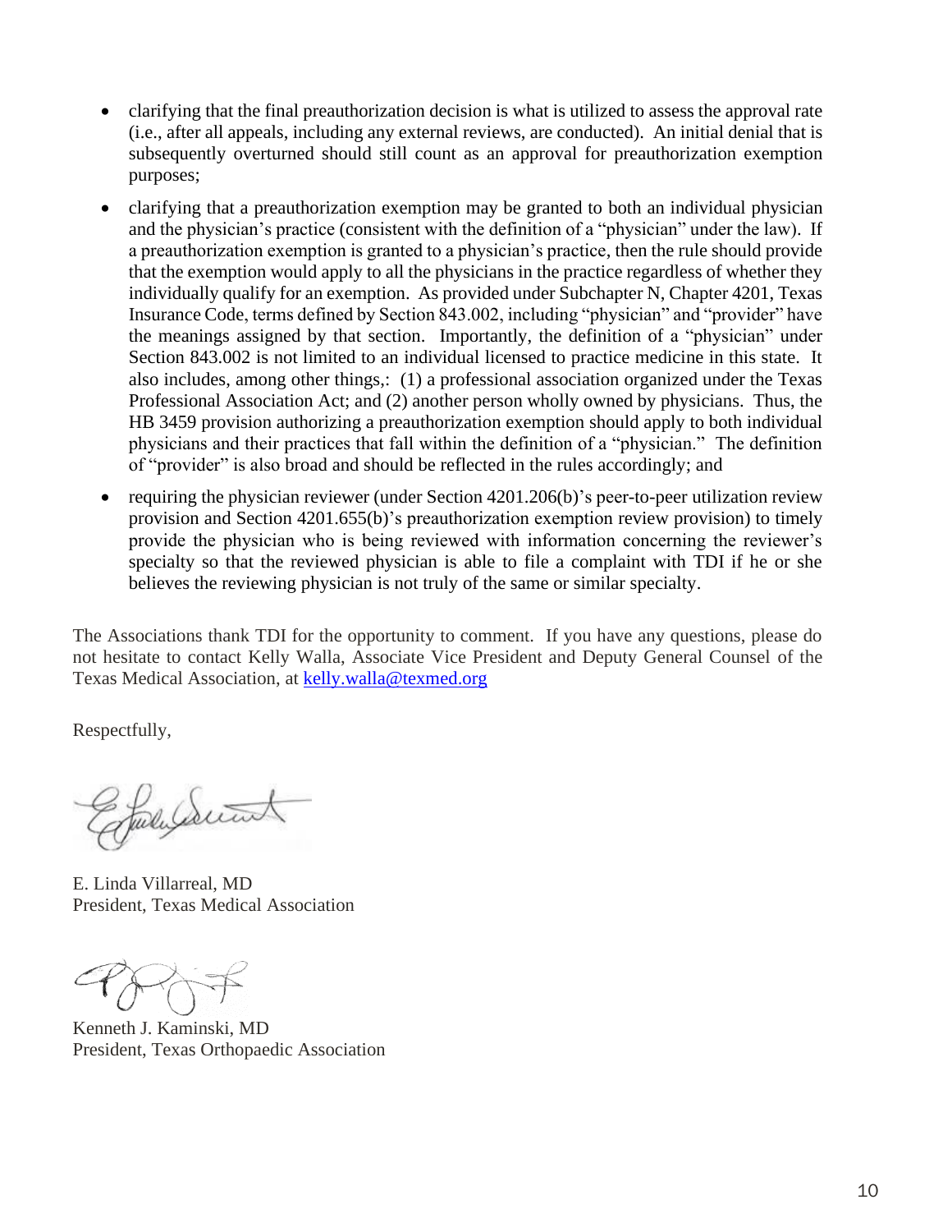- clarifying that the final preauthorization decision is what is utilized to assess the approval rate (i.e., after all appeals, including any external reviews, are conducted). An initial denial that is subsequently overturned should still count as an approval for preauthorization exemption purposes;
- clarifying that a preauthorization exemption may be granted to both an individual physician and the physician's practice (consistent with the definition of a "physician" under the law). If a preauthorization exemption is granted to a physician's practice, then the rule should provide that the exemption would apply to all the physicians in the practice regardless of whether they individually qualify for an exemption. As provided under Subchapter N, Chapter 4201, Texas Insurance Code, terms defined by Section 843.002, including "physician" and "provider" have the meanings assigned by that section. Importantly, the definition of a "physician" under Section 843.002 is not limited to an individual licensed to practice medicine in this state. It also includes, among other things,: (1) a professional association organized under the Texas Professional Association Act; and (2) another person wholly owned by physicians. Thus, the HB 3459 provision authorizing a preauthorization exemption should apply to both individual physicians and their practices that fall within the definition of a "physician." The definition of "provider" is also broad and should be reflected in the rules accordingly; and
- requiring the physician reviewer (under Section 4201.206(b)'s peer-to-peer utilization review provision and Section 4201.655(b)'s preauthorization exemption review provision) to timely provide the physician who is being reviewed with information concerning the reviewer's specialty so that the reviewed physician is able to file a complaint with TDI if he or she believes the reviewing physician is not truly of the same or similar specialty.

The Associations thank TDI for the opportunity to comment. If you have any questions, please do not hesitate to contact Kelly Walla, Associate Vice President and Deputy General Counsel of the Texas Medical Association, at kelly.walla@texmed.org

Respectfully,

E. Linda Villarreal, MD
President, Texas Medical Association

Kenneth J. Kaminski, MD
President, Texas Orthopaedic Association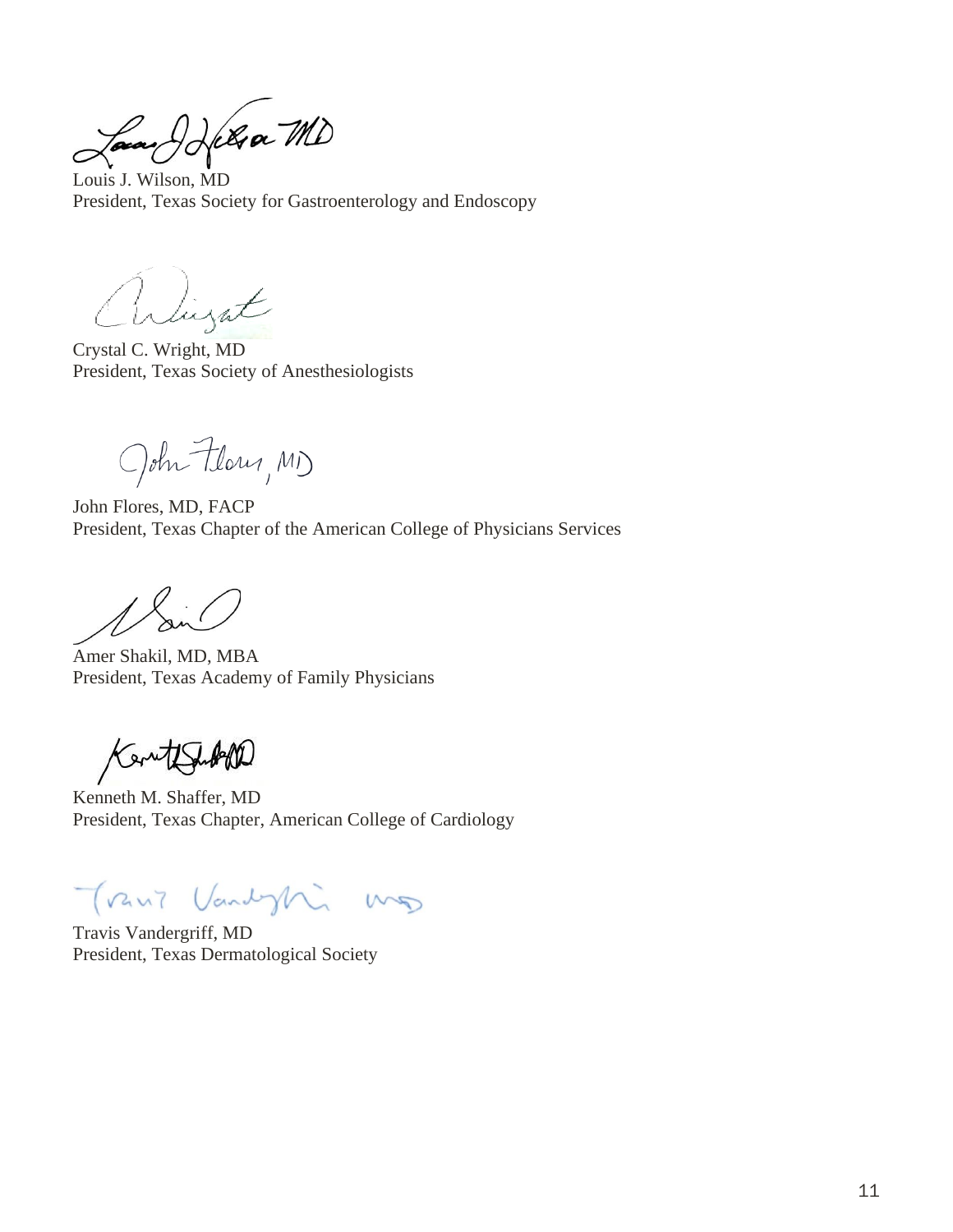Louis J. Wilson, MD
President, Texas Society for Gastroenterology and Endoscopy

Crystal C. Wright, MD
President, Texas Society of Anesthesiologists

John Flores, MD, FACP
President, Texas Chapter of the American College of Physicians Services

Amer Shakil, MD, MBA
President, Texas Academy of Family Physicians

Kenneth M. Shaffer, MD
President, Texas Chapter, American College of Cardiology

Travis Vandergriff, MD
President, Texas Dermatological Society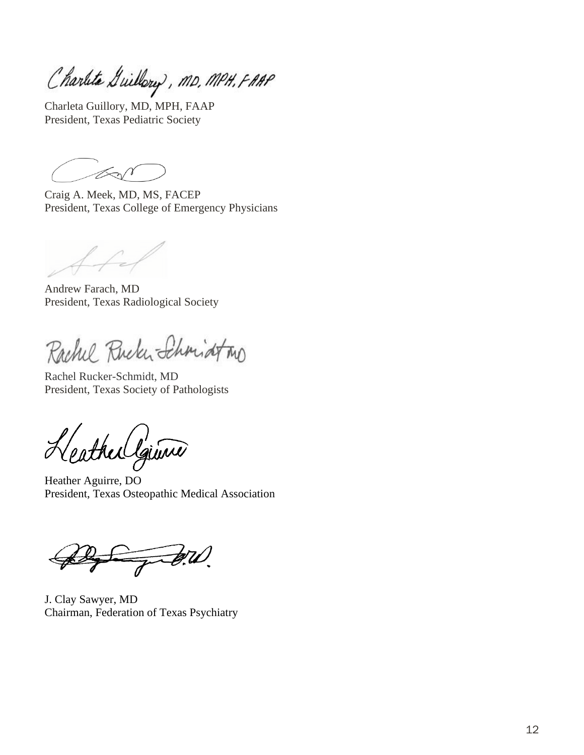Charleta Guillory, MD, MPH, FAAP
President, Texas Pediatric Society

Craig A. Meek, MD, MS, FACEP
President, Texas College of Emergency Physicians

Andrew Farach, MD
President, Texas Radiological Society

Rachel Rucker-Schmidt, MD
President, Texas Society of Pathologists

Heather Aguirre, DO
President, Texas Osteopathic Medical Association

J. Clay Sawyer, MD
Chairman, Federation of Texas Psychiatry